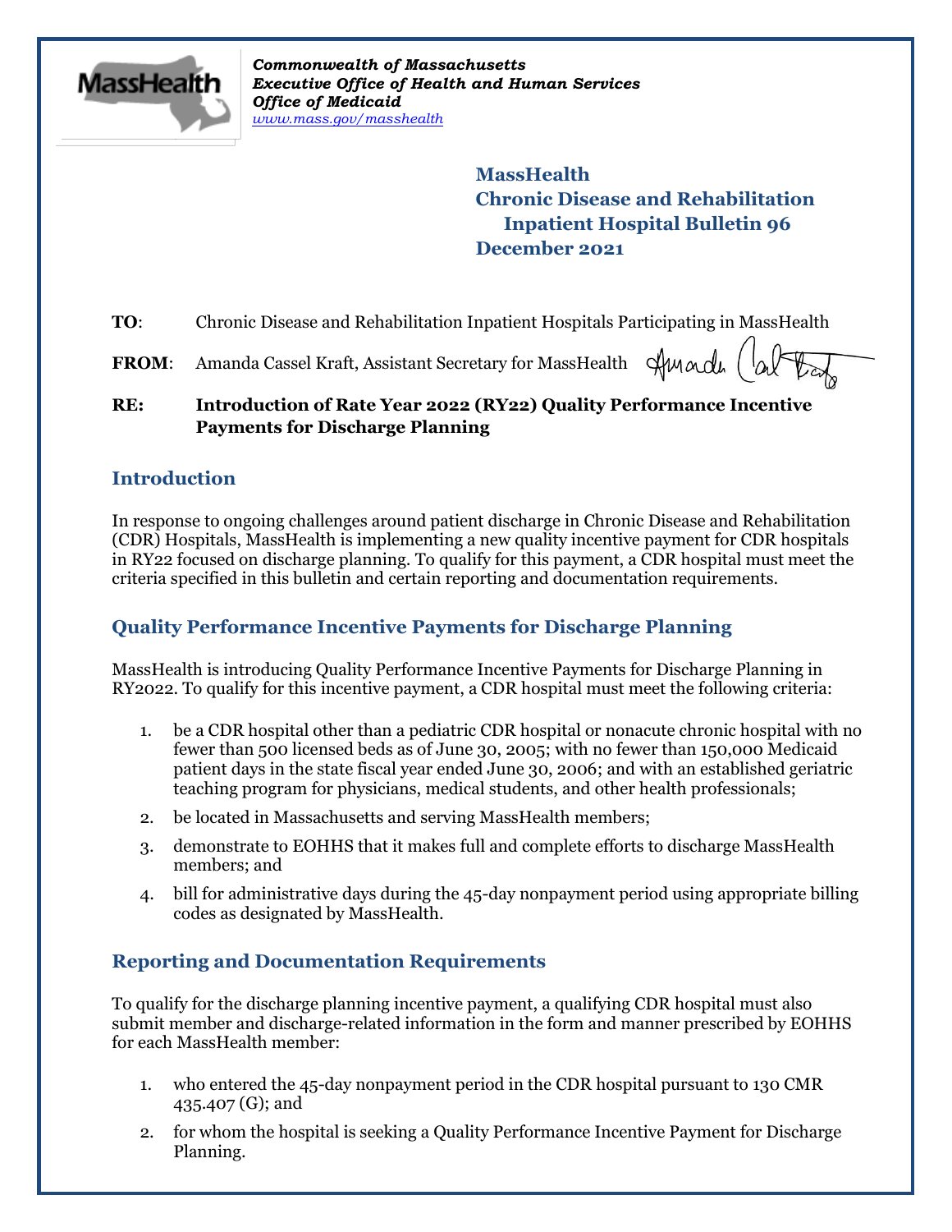*Commonwealth of Massachusetts*
*Executive Office of Health and Human Services*
*Office of Medicaid*
*www.mass.gov/masshealth*

**MassHealth**
**Chronic Disease and Rehabilitation Inpatient Hospital Bulletin 96**
**December 2021**

**TO**: Chronic Disease and Rehabilitation Inpatient Hospitals Participating in MassHealth

**FROM**: Amanda Cassel Kraft, Assistant Secretary for MassHealth

**RE: Introduction of Rate Year 2022 (RY22) Quality Performance Incentive Payments for Discharge Planning**

## Introduction

In response to ongoing challenges around patient discharge in Chronic Disease and Rehabilitation (CDR) Hospitals, MassHealth is implementing a new quality incentive payment for CDR hospitals in RY22 focused on discharge planning. To qualify for this payment, a CDR hospital must meet the criteria specified in this bulletin and certain reporting and documentation requirements.

## Quality Performance Incentive Payments for Discharge Planning

MassHealth is introducing Quality Performance Incentive Payments for Discharge Planning in RY2022. To qualify for this incentive payment, a CDR hospital must meet the following criteria:

1. be a CDR hospital other than a pediatric CDR hospital or nonacute chronic hospital with no fewer than 500 licensed beds as of June 30, 2005; with no fewer than 150,000 Medicaid patient days in the state fiscal year ended June 30, 2006; and with an established geriatric teaching program for physicians, medical students, and other health professionals;
2. be located in Massachusetts and serving MassHealth members;
3. demonstrate to EOHHS that it makes full and complete efforts to discharge MassHealth members; and
4. bill for administrative days during the 45-day nonpayment period using appropriate billing codes as designated by MassHealth.

## Reporting and Documentation Requirements

To qualify for the discharge planning incentive payment, a qualifying CDR hospital must also submit member and discharge-related information in the form and manner prescribed by EOHHS for each MassHealth member:

1. who entered the 45-day nonpayment period in the CDR hospital pursuant to 130 CMR 435.407 (G); and
2. for whom the hospital is seeking a Quality Performance Incentive Payment for Discharge Planning.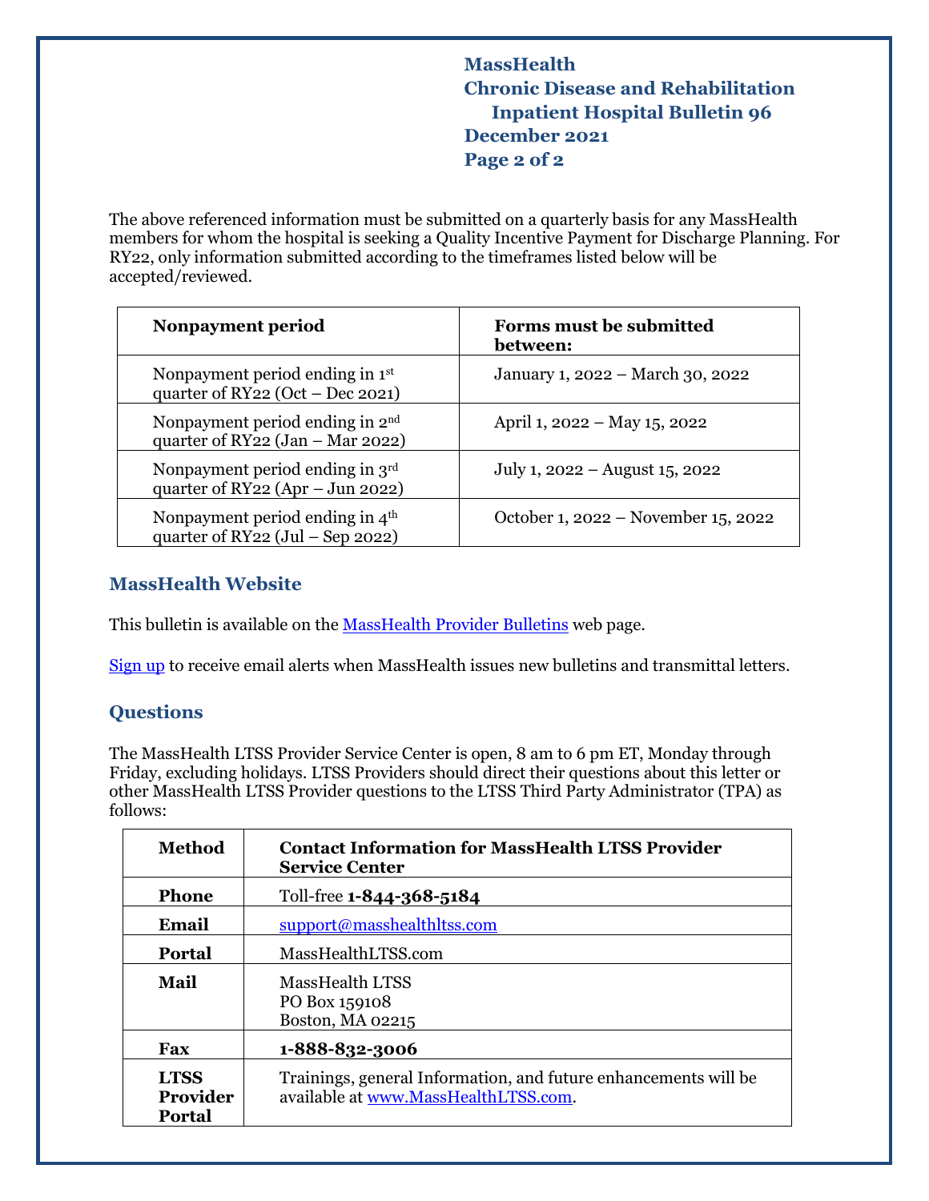The above referenced information must be submitted on a quarterly basis for any MassHealth members for whom the hospital is seeking a Quality Incentive Payment for Discharge Planning. For RY22, only information submitted according to the timeframes listed below will be accepted/reviewed.

| Nonpayment period | Forms must be submitted between: |
|---|---|
| Nonpayment period ending in 1st quarter of RY22 (Oct – Dec 2021) | January 1, 2022 – March 30, 2022 |
| Nonpayment period ending in 2nd quarter of RY22 (Jan – Mar 2022) | April 1, 2022 – May 15, 2022 |
| Nonpayment period ending in 3rd quarter of RY22 (Apr – Jun 2022) | July 1, 2022 – August 15, 2022 |
| Nonpayment period ending in 4th quarter of RY22 (Jul – Sep 2022) | October 1, 2022 – November 15, 2022 |

## MassHealth Website

This bulletin is available on the MassHealth Provider Bulletins web page.

Sign up to receive email alerts when MassHealth issues new bulletins and transmittal letters.

## Questions

The MassHealth LTSS Provider Service Center is open, 8 am to 6 pm ET, Monday through Friday, excluding holidays. LTSS Providers should direct their questions about this letter or other MassHealth LTSS Provider questions to the LTSS Third Party Administrator (TPA) as follows:

| Method | Contact Information for MassHealth LTSS Provider Service Center |
|---|---|
| **Phone** | Toll-free **1-844-368-5184** |
| **Email** | support@masshealthltss.com |
| **Portal** | MassHealthLTSS.com |
| **Mail** | MassHealth LTSS<br>PO Box 159108<br>Boston, MA 02215 |
| **Fax** | **1-888-832-3006** |
| **LTSS Provider Portal** | Trainings, general Information, and future enhancements will be available at www.MassHealthLTSS.com. |